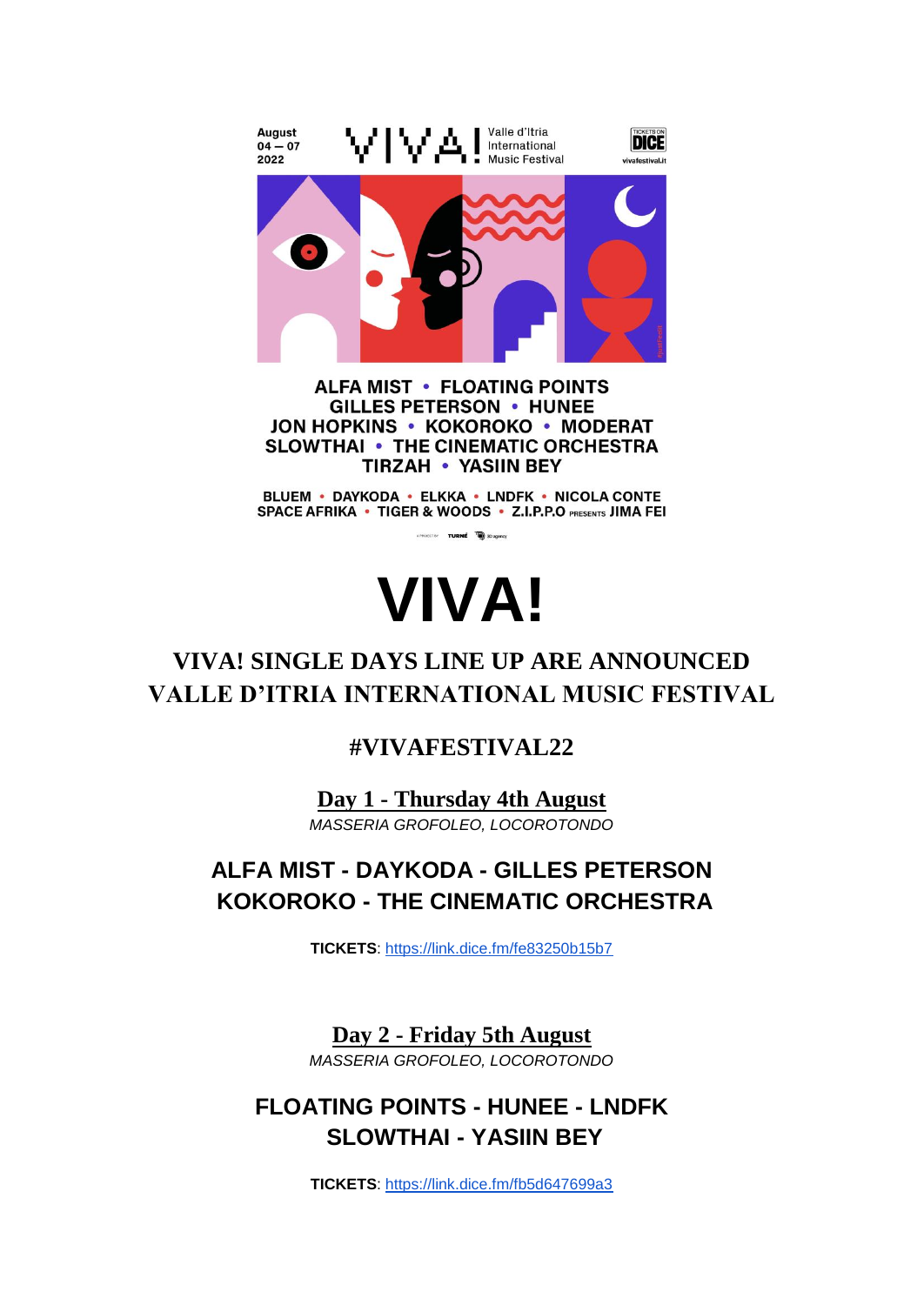August
04 — 07
2022

VIVA! Valle d'Itria International Music Festival

TICKETS ON DICE
vivafestival.it

ALFA MIST • FLOATING POINTS
GILLES PETERSON • HUNEE
JON HOPKINS • KOKOROKO • MODERAT
SLOWTHAI • THE CINEMATIC ORCHESTRA
TIRZAH • YASIIN BEY

BLUEM • DAYKODA • ELKKA • LNDFK • NICOLA CONTE
SPACE AFRIKA • TIGER & WOODS • Z.I.P.P.O PRESENTS JIMA FEI

# VIVA!

## VIVA! SINGLE DAYS LINE UP ARE ANNOUNCED
## VALLE D'ITRIA INTERNATIONAL MUSIC FESTIVAL

### #VIVAFESTIVAL22

### Day 1 - Thursday 4th August

*MASSERIA GROFOLEO, LOCOROTONDO*

**ALFA MIST - DAYKODA - GILLES PETERSON**
**KOKOROKO - THE CINEMATIC ORCHESTRA**

**TICKETS**: https://link.dice.fm/fe83250b15b7

### Day 2 - Friday 5th August

*MASSERIA GROFOLEO, LOCOROTONDO*

**FLOATING POINTS - HUNEE - LNDFK**
**SLOWTHAI - YASIIN BEY**

**TICKETS**: https://link.dice.fm/fb5d647699a3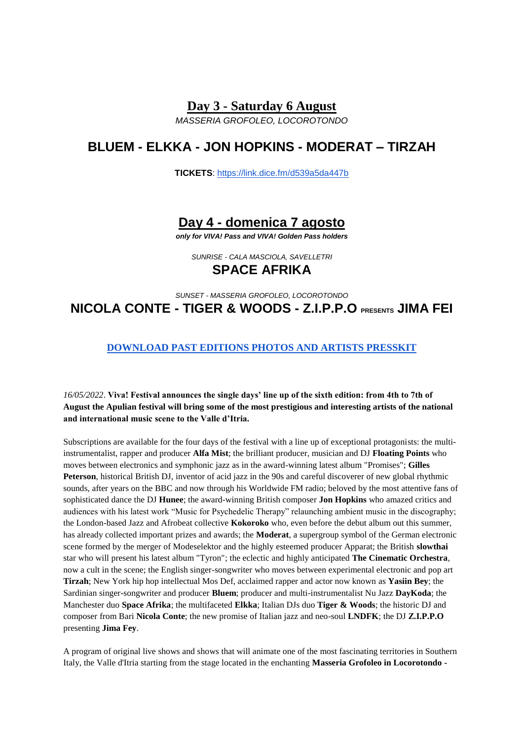## Day 3 - Saturday 6 August

*MASSERIA GROFOLEO, LOCOROTONDO*

## BLUEM - ELKKA - JON HOPKINS - MODERAT – TIRZAH

**TICKETS**: https://link.dice.fm/d539a5da447b

## Day 4 - domenica 7 agosto

***only for VIVA! Pass and VIVA! Golden Pass holders***

*SUNRISE - CALA MASCIOLA, SAVELLETRI*

## SPACE AFRIKA

*SUNSET - MASSERIA GROFOLEO, LOCOROTONDO*

## NICOLA CONTE - TIGER & WOODS - Z.I.P.P.O PRESENTS JIMA FEI

**DOWNLOAD PAST EDITIONS PHOTOS AND ARTISTS PRESSKIT**

*16/05/2022*. **Viva! Festival announces the single days' line up of the sixth edition: from 4th to 7th of August the Apulian festival will bring some of the most prestigious and interesting artists of the national and international music scene to the Valle d'Itria.**

Subscriptions are available for the four days of the festival with a line up of exceptional protagonists: the multi-instrumentalist, rapper and producer **Alfa Mist**; the brilliant producer, musician and DJ **Floating Points** who moves between electronics and symphonic jazz as in the award-winning latest album "Promises"; **Gilles Peterson**, historical British DJ, inventor of acid jazz in the 90s and careful discoverer of new global rhythmic sounds, after years on the BBC and now through his Worldwide FM radio; beloved by the most attentive fans of sophisticated dance the DJ **Hunee**; the award-winning British composer **Jon Hopkins** who amazed critics and audiences with his latest work "Music for Psychedelic Therapy" relaunching ambient music in the discography; the London-based Jazz and Afrobeat collective **Kokoroko** who, even before the debut album out this summer, has already collected important prizes and awards; the **Moderat**, a supergroup symbol of the German electronic scene formed by the merger of Modeselektor and the highly esteemed producer Apparat; the British **slowthai** star who will present his latest album "Tyron"; the eclectic and highly anticipated **The Cinematic Orchestra**, now a cult in the scene; the English singer-songwriter who moves between experimental electronic and pop art **Tirzah**; New York hip hop intellectual Mos Def, acclaimed rapper and actor now known as **Yasiin Bey**; the Sardinian singer-songwriter and producer **Bluem**; producer and multi-instrumentalist Nu Jazz **DayKoda**; the Manchester duo **Space Afrika**; the multifaceted **Elkka**; Italian DJs duo **Tiger & Woods**; the historic DJ and composer from Bari **Nicola Conte**; the new promise of Italian jazz and neo-soul **LNDFK**; the DJ **Z.I.P.P.O** presenting **Jima Fey**.

A program of original live shows and shows that will animate one of the most fascinating territories in Southern Italy, the Valle d'Itria starting from the stage located in the enchanting **Masseria Grofoleo in Locorotondo -**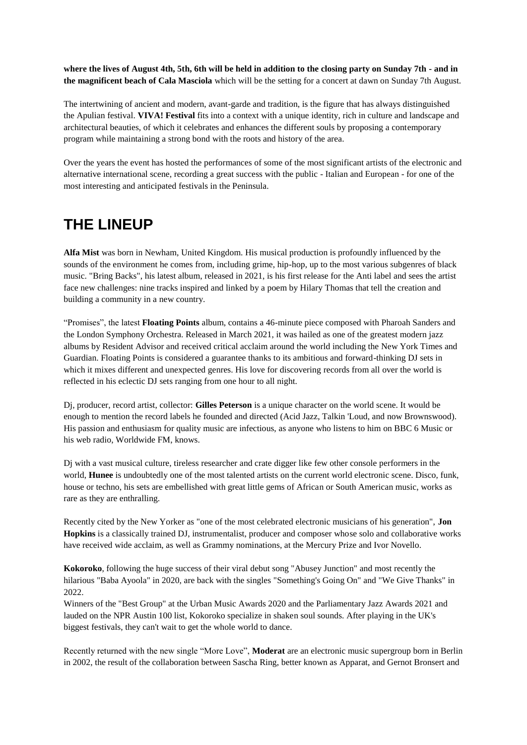**where the lives of August 4th, 5th, 6th will be held in addition to the closing party on Sunday 7th - and in the magnificent beach of Cala Masciola** which will be the setting for a concert at dawn on Sunday 7th August.

The intertwining of ancient and modern, avant-garde and tradition, is the figure that has always distinguished the Apulian festival. **VIVA! Festival** fits into a context with a unique identity, rich in culture and landscape and architectural beauties, of which it celebrates and enhances the different souls by proposing a contemporary program while maintaining a strong bond with the roots and history of the area.

Over the years the event has hosted the performances of some of the most significant artists of the electronic and alternative international scene, recording a great success with the public - Italian and European - for one of the most interesting and anticipated festivals in the Peninsula.

## THE LINEUP

**Alfa Mist** was born in Newham, United Kingdom. His musical production is profoundly influenced by the sounds of the environment he comes from, including grime, hip-hop, up to the most various subgenres of black music. "Bring Backs", his latest album, released in 2021, is his first release for the Anti label and sees the artist face new challenges: nine tracks inspired and linked by a poem by Hilary Thomas that tell the creation and building a community in a new country.

"Promises", the latest **Floating Points** album, contains a 46-minute piece composed with Pharoah Sanders and the London Symphony Orchestra. Released in March 2021, it was hailed as one of the greatest modern jazz albums by Resident Advisor and received critical acclaim around the world including the New York Times and Guardian. Floating Points is considered a guarantee thanks to its ambitious and forward-thinking DJ sets in which it mixes different and unexpected genres. His love for discovering records from all over the world is reflected in his eclectic DJ sets ranging from one hour to all night.

Dj, producer, record artist, collector: **Gilles Peterson** is a unique character on the world scene. It would be enough to mention the record labels he founded and directed (Acid Jazz, Talkin 'Loud, and now Brownswood). His passion and enthusiasm for quality music are infectious, as anyone who listens to him on BBC 6 Music or his web radio, Worldwide FM, knows.

Dj with a vast musical culture, tireless researcher and crate digger like few other console performers in the world, **Hunee** is undoubtedly one of the most talented artists on the current world electronic scene. Disco, funk, house or techno, his sets are embellished with great little gems of African or South American music, works as rare as they are enthralling.

Recently cited by the New Yorker as "one of the most celebrated electronic musicians of his generation", **Jon Hopkins** is a classically trained DJ, instrumentalist, producer and composer whose solo and collaborative works have received wide acclaim, as well as Grammy nominations, at the Mercury Prize and Ivor Novello.

**Kokoroko**, following the huge success of their viral debut song "Abusey Junction" and most recently the hilarious "Baba Ayoola" in 2020, are back with the singles "Something's Going On" and "We Give Thanks" in 2022.
Winners of the "Best Group" at the Urban Music Awards 2020 and the Parliamentary Jazz Awards 2021 and lauded on the NPR Austin 100 list, Kokoroko specialize in shaken soul sounds. After playing in the UK's biggest festivals, they can't wait to get the whole world to dance.

Recently returned with the new single "More Love", **Moderat** are an electronic music supergroup born in Berlin in 2002, the result of the collaboration between Sascha Ring, better known as Apparat, and Gernot Bronsert and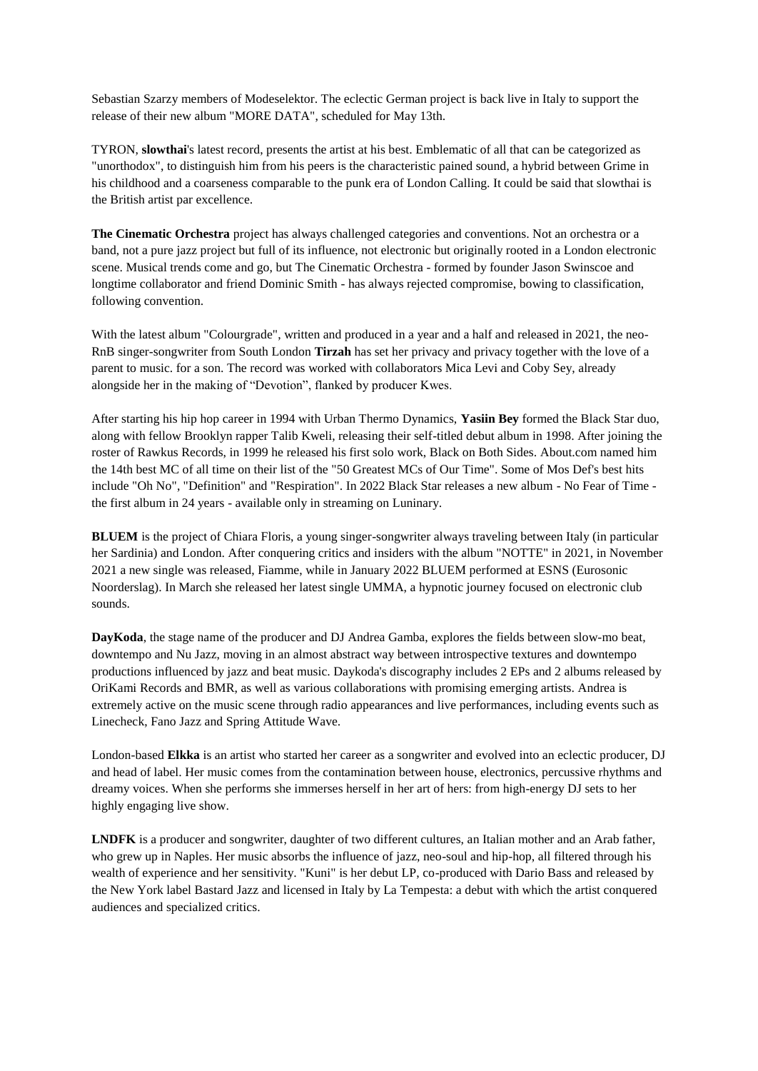Sebastian Szarzy members of Modeselektor. The eclectic German project is back live in Italy to support the release of their new album "MORE DATA", scheduled for May 13th.

TYRON, **slowthai**'s latest record, presents the artist at his best. Emblematic of all that can be categorized as "unorthodox", to distinguish him from his peers is the characteristic pained sound, a hybrid between Grime in his childhood and a coarseness comparable to the punk era of London Calling. It could be said that slowthai is the British artist par excellence.

**The Cinematic Orchestra** project has always challenged categories and conventions. Not an orchestra or a band, not a pure jazz project but full of its influence, not electronic but originally rooted in a London electronic scene. Musical trends come and go, but The Cinematic Orchestra - formed by founder Jason Swinscoe and longtime collaborator and friend Dominic Smith - has always rejected compromise, bowing to classification, following convention.

With the latest album "Colourgrade", written and produced in a year and a half and released in 2021, the neo-RnB singer-songwriter from South London **Tirzah** has set her privacy and privacy together with the love of a parent to music. for a son. The record was worked with collaborators Mica Levi and Coby Sey, already alongside her in the making of “Devotion”, flanked by producer Kwes.

After starting his hip hop career in 1994 with Urban Thermo Dynamics, **Yasiin Bey** formed the Black Star duo, along with fellow Brooklyn rapper Talib Kweli, releasing their self-titled debut album in 1998. After joining the roster of Rawkus Records, in 1999 he released his first solo work, Black on Both Sides. About.com named him the 14th best MC of all time on their list of the "50 Greatest MCs of Our Time". Some of Mos Def's best hits include "Oh No", "Definition" and "Respiration". In 2022 Black Star releases a new album - No Fear of Time - the first album in 24 years - available only in streaming on Luninary.

**BLUEM** is the project of Chiara Floris, a young singer-songwriter always traveling between Italy (in particular her Sardinia) and London. After conquering critics and insiders with the album "NOTTE" in 2021, in November 2021 a new single was released, Fiamme, while in January 2022 BLUEM performed at ESNS (Eurosonic Noorderslag). In March she released her latest single UMMA, a hypnotic journey focused on electronic club sounds.

**DayKoda**, the stage name of the producer and DJ Andrea Gamba, explores the fields between slow-mo beat, downtempo and Nu Jazz, moving in an almost abstract way between introspective textures and downtempo productions influenced by jazz and beat music. Daykoda's discography includes 2 EPs and 2 albums released by OriKami Records and BMR, as well as various collaborations with promising emerging artists. Andrea is extremely active on the music scene through radio appearances and live performances, including events such as Linecheck, Fano Jazz and Spring Attitude Wave.

London-based **Elkka** is an artist who started her career as a songwriter and evolved into an eclectic producer, DJ and head of label. Her music comes from the contamination between house, electronics, percussive rhythms and dreamy voices. When she performs she immerses herself in her art of hers: from high-energy DJ sets to her highly engaging live show.

**LNDFK** is a producer and songwriter, daughter of two different cultures, an Italian mother and an Arab father, who grew up in Naples. Her music absorbs the influence of jazz, neo-soul and hip-hop, all filtered through his wealth of experience and her sensitivity. "Kuni" is her debut LP, co-produced with Dario Bass and released by the New York label Bastard Jazz and licensed in Italy by La Tempesta: a debut with which the artist conquered audiences and specialized critics.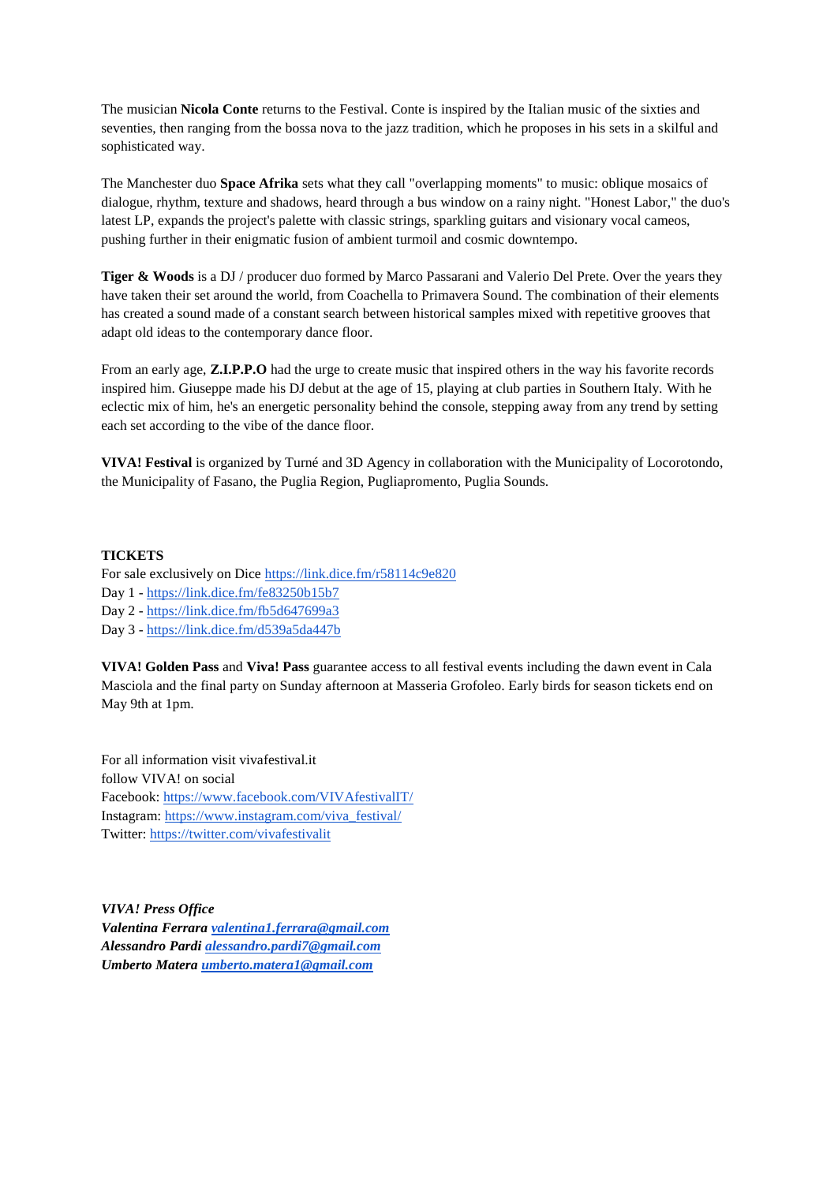The musician **Nicola Conte** returns to the Festival. Conte is inspired by the Italian music of the sixties and seventies, then ranging from the bossa nova to the jazz tradition, which he proposes in his sets in a skilful and sophisticated way.

The Manchester duo **Space Afrika** sets what they call "overlapping moments" to music: oblique mosaics of dialogue, rhythm, texture and shadows, heard through a bus window on a rainy night. "Honest Labor," the duo's latest LP, expands the project's palette with classic strings, sparkling guitars and visionary vocal cameos, pushing further in their enigmatic fusion of ambient turmoil and cosmic downtempo.

**Tiger & Woods** is a DJ / producer duo formed by Marco Passarani and Valerio Del Prete. Over the years they have taken their set around the world, from Coachella to Primavera Sound. The combination of their elements has created a sound made of a constant search between historical samples mixed with repetitive grooves that adapt old ideas to the contemporary dance floor.

From an early age, **Z.I.P.P.O** had the urge to create music that inspired others in the way his favorite records inspired him. Giuseppe made his DJ debut at the age of 15, playing at club parties in Southern Italy. With he eclectic mix of him, he's an energetic personality behind the console, stepping away from any trend by setting each set according to the vibe of the dance floor.

**VIVA! Festival** is organized by Turné and 3D Agency in collaboration with the Municipality of Locorotondo, the Municipality of Fasano, the Puglia Region, Pugliapromento, Puglia Sounds.

**TICKETS**

For sale exclusively on Dice https://link.dice.fm/r58114c9e820
Day 1 - https://link.dice.fm/fe83250b15b7
Day 2 - https://link.dice.fm/fb5d647699a3
Day 3 - https://link.dice.fm/d539a5da447b

**VIVA! Golden Pass** and **Viva! Pass** guarantee access to all festival events including the dawn event in Cala Masciola and the final party on Sunday afternoon at Masseria Grofoleo. Early birds for season tickets end on May 9th at 1pm.

For all information visit vivafestival.it
follow VIVA! on social
Facebook: https://www.facebook.com/VIVAfestivalIT/
Instagram: https://www.instagram.com/viva_festival/
Twitter: https://twitter.com/vivafestivalit

***VIVA! Press Office***
***Valentina Ferrara valentina1.ferrara@gmail.com***
***Alessandro Pardi alessandro.pardi7@gmail.com***
***Umberto Matera umberto.matera1@gmail.com***